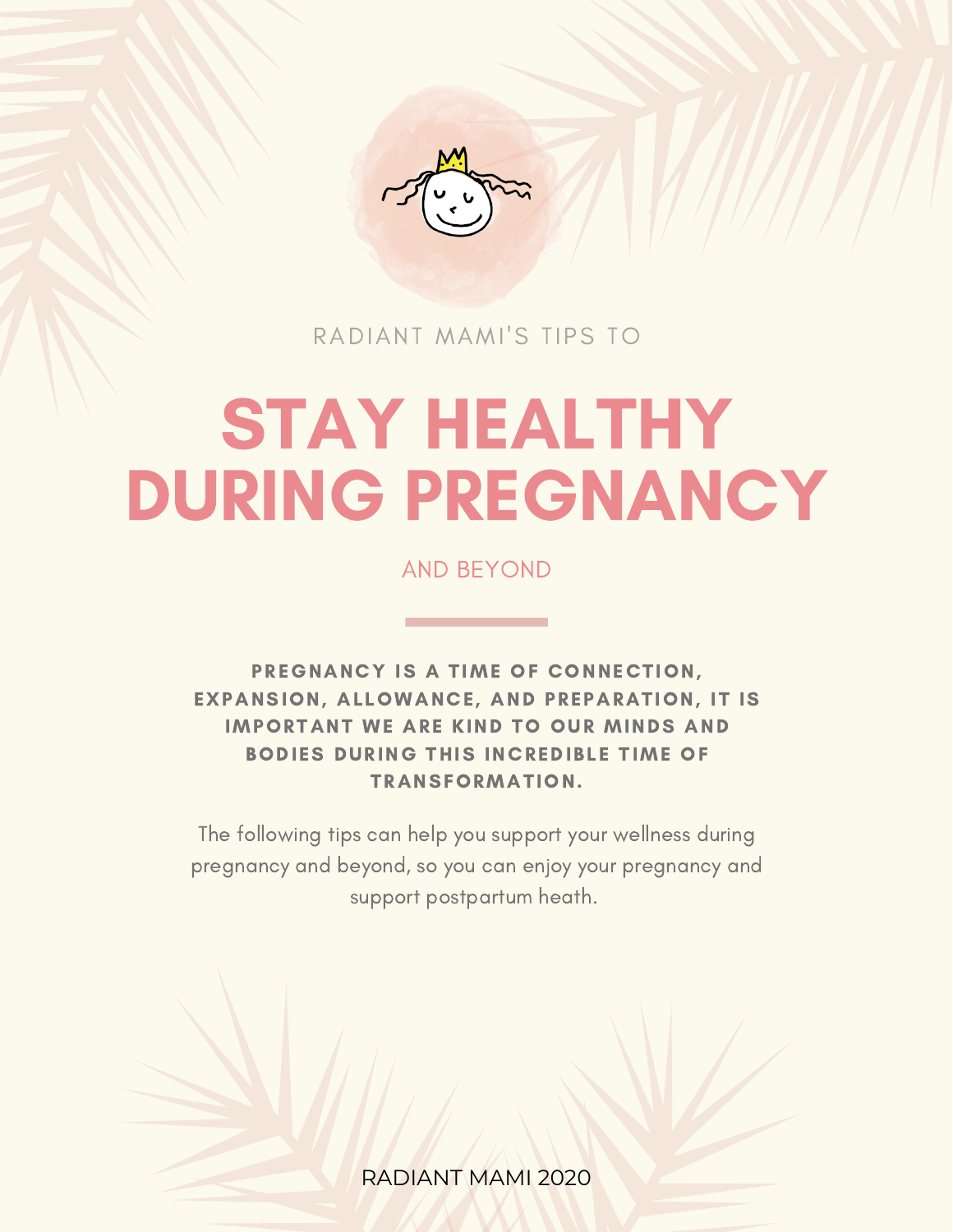RADIANT MAMI'S TIPS TO

# STAY HEALTHY DURING PREGNANCY

AND BEYOND

**PREGNANCY IS A TIME OF CONNECTION, EXPANSION, ALLOWANCE, AND PREPARATION, IT IS IMPORTANT WE ARE KIND TO OUR MINDS AND BODIES DURING THIS INCREDIBLE TIME OF TRANSFORMATION.**

The following tips can help you support your wellness during pregnancy and beyond, so you can enjoy your pregnancy and support postpartum heath.

RADIANT MAMI 2020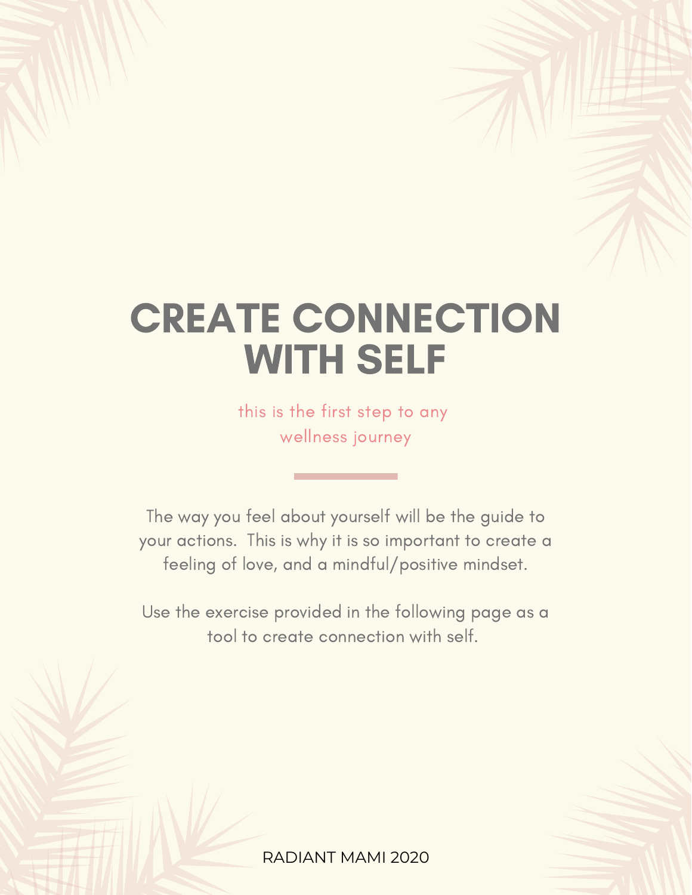# CREATE CONNECTION WITH SELF

*this is the first step to any wellness journey*

The way you feel about yourself will be the guide to your actions. This is why it is so important to create a feeling of love, and a mindful/positive mindset.

Use the exercise provided in the following page as a tool to create connection with self.

RADIANT MAMI 2020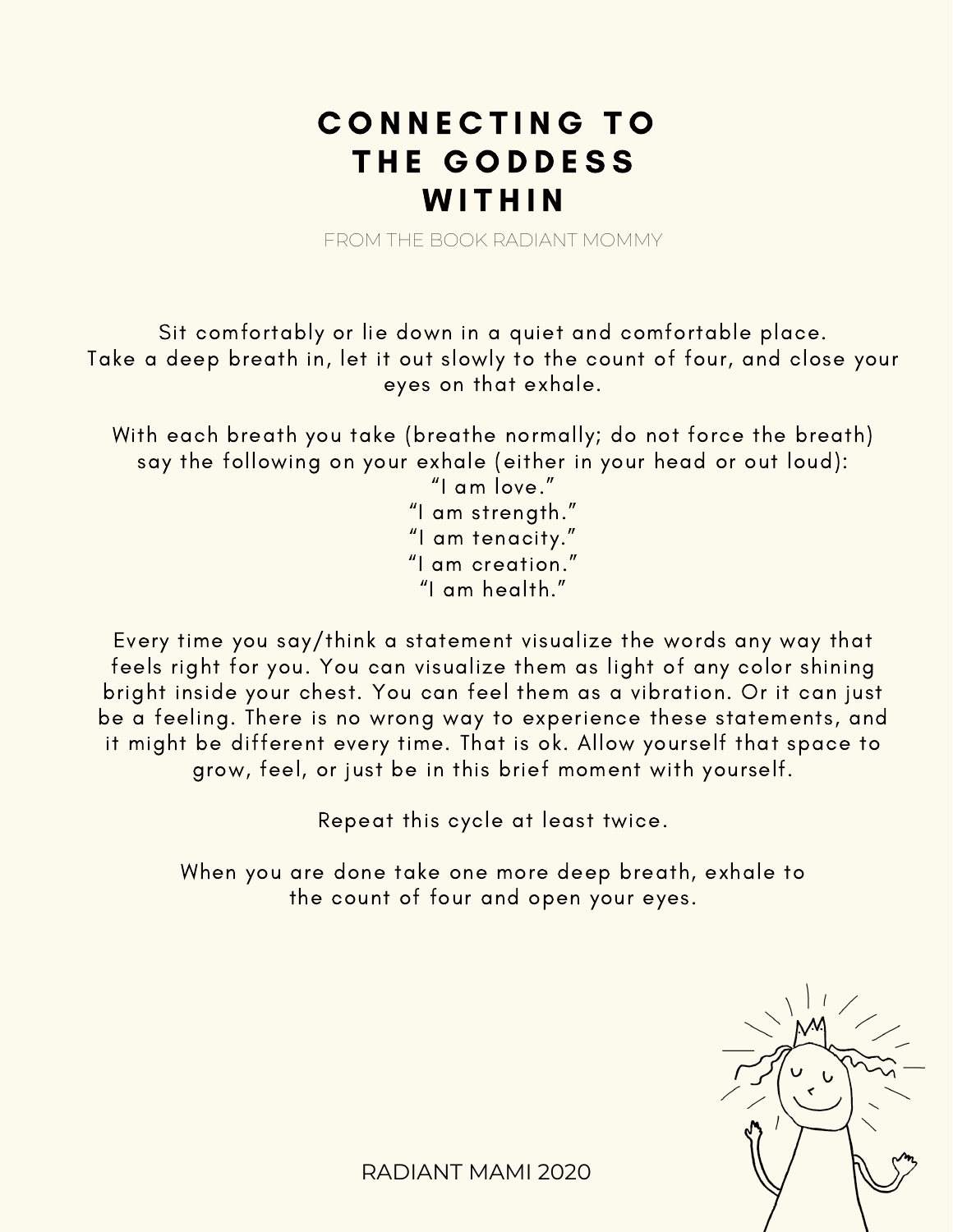# CONNECTING TO THE GODDESS WITHIN

FROM THE BOOK RADIANT MOMMY

Sit comfortably or lie down in a quiet and comfortable place.
Take a deep breath in, let it out slowly to the count of four, and close your eyes on that exhale.

With each breath you take (breathe normally; do not force the breath) say the following on your exhale (either in your head or out loud):

"I am love."
"I am strength."
"I am tenacity."
"I am creation."
"I am health."

Every time you say/think a statement visualize the words any way that feels right for you. You can visualize them as light of any color shining bright inside your chest. You can feel them as a vibration. Or it can just be a feeling. There is no wrong way to experience these statements, and it might be different every time. That is ok. Allow yourself that space to grow, feel, or just be in this brief moment with yourself.

Repeat this cycle at least twice.

When you are done take one more deep breath, exhale to the count of four and open your eyes.

RADIANT MAMI 2020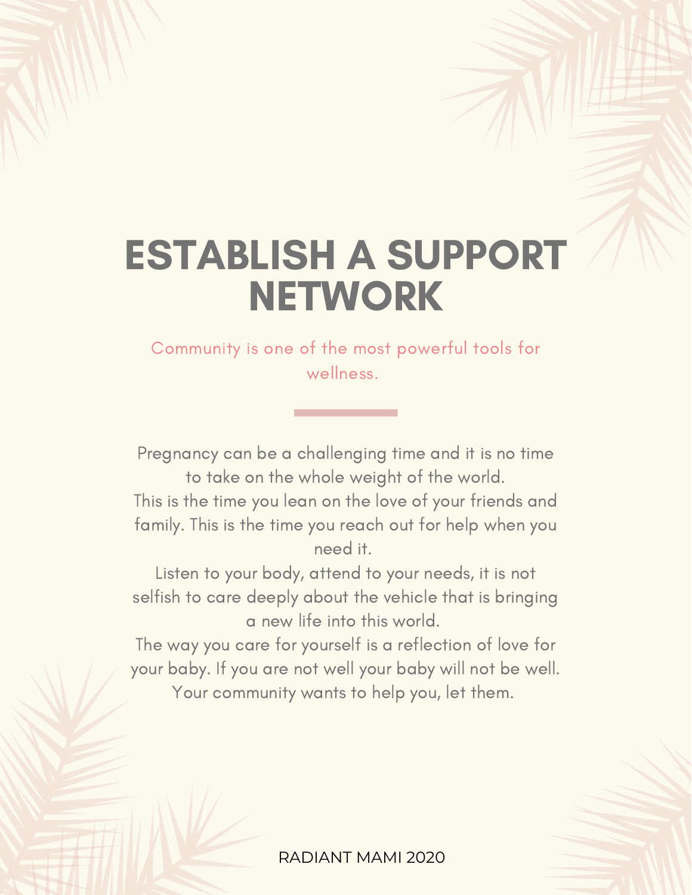# ESTABLISH A SUPPORT NETWORK

Community is one of the most powerful tools for wellness.

Pregnancy can be a challenging time and it is no time to take on the whole weight of the world.
This is the time you lean on the love of your friends and family. This is the time you reach out for help when you need it.
Listen to your body, attend to your needs, it is not selfish to care deeply about the vehicle that is bringing a new life into this world.
The way you care for yourself is a reflection of love for your baby. If you are not well your baby will not be well.
Your community wants to help you, let them.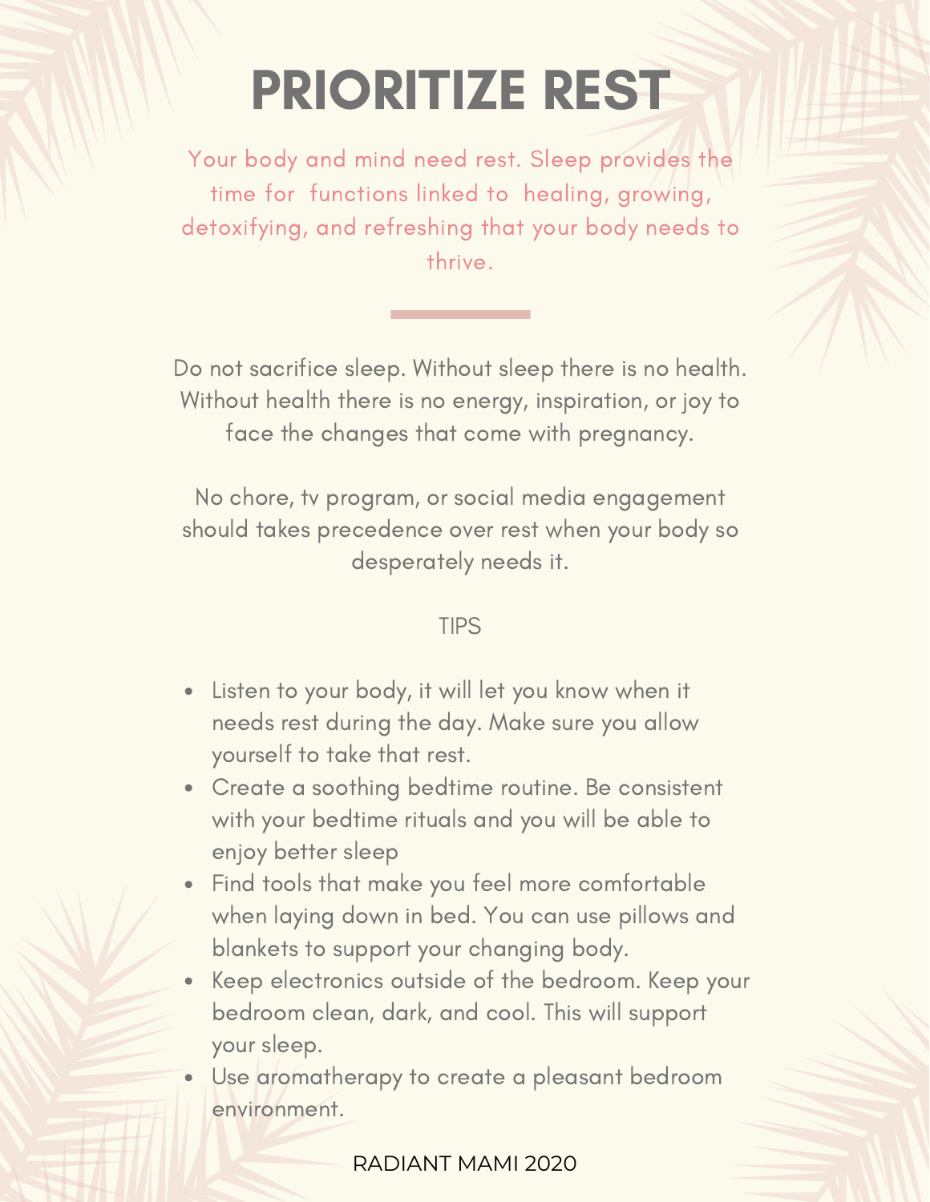# PRIORITIZE REST

Your body and mind need rest. Sleep provides the time for functions linked to healing, growing, detoxifying, and refreshing that your body needs to thrive.

---

Do not sacrifice sleep. Without sleep there is no health. Without health there is no energy, inspiration, or joy to face the changes that come with pregnancy.

No chore, tv program, or social media engagement should takes precedence over rest when your body so desperately needs it.

TIPS

- Listen to your body, it will let you know when it needs rest during the day. Make sure you allow yourself to take that rest.
- Create a soothing bedtime routine. Be consistent with your bedtime rituals and you will be able to enjoy better sleep
- Find tools that make you feel more comfortable when laying down in bed. You can use pillows and blankets to support your changing body.
- Keep electronics outside of the bedroom. Keep your bedroom clean, dark, and cool. This will support your sleep.
- Use aromatherapy to create a pleasant bedroom environment.

RADIANT MAMI 2020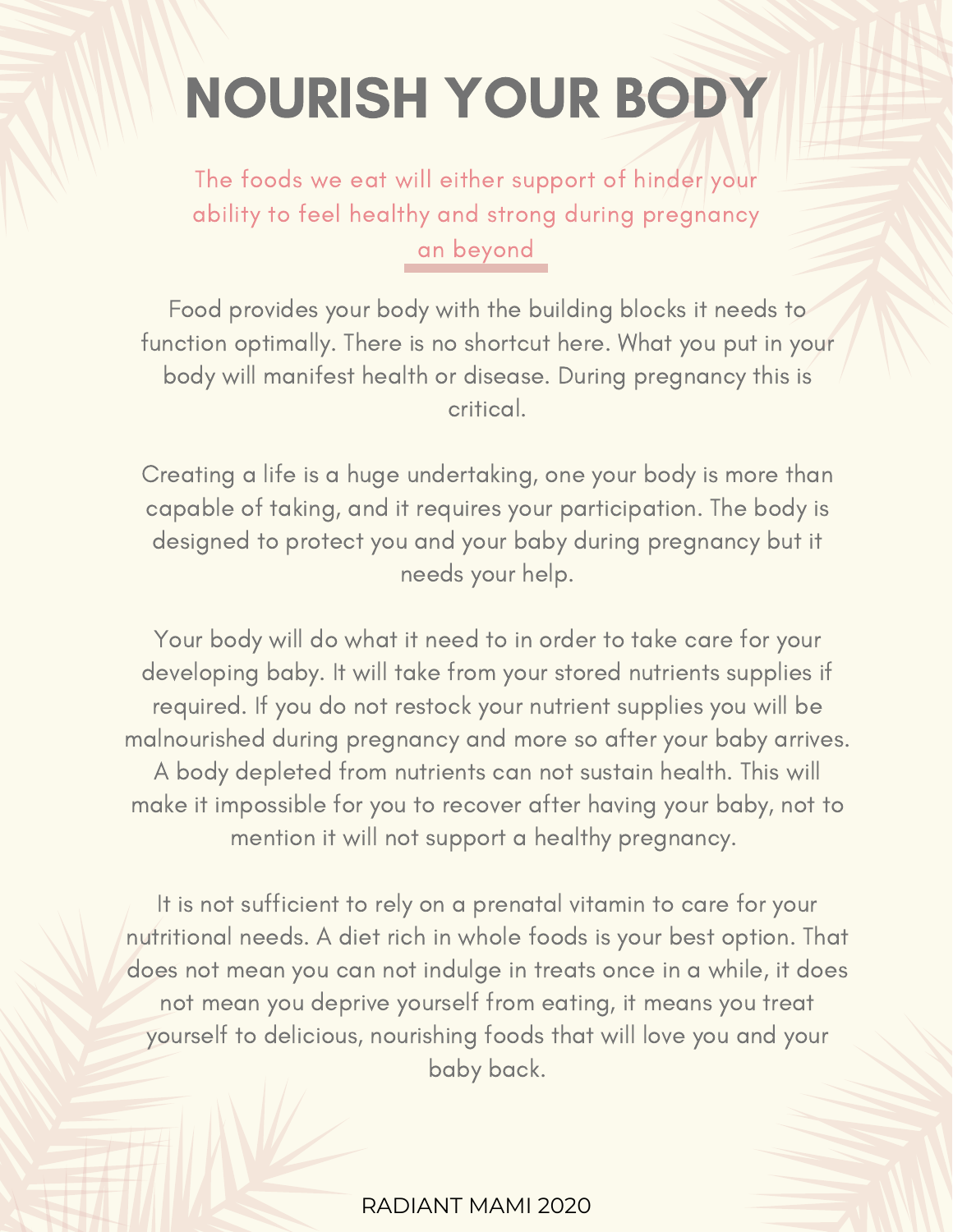# NOURISH YOUR BODY

The foods we eat will either support of hinder your ability to feel healthy and strong during pregnancy an beyond

Food provides your body with the building blocks it needs to function optimally. There is no shortcut here. What you put in your body will manifest health or disease. During pregnancy this is critical.

Creating a life is a huge undertaking, one your body is more than capable of taking, and it requires your participation. The body is designed to protect you and your baby during pregnancy but it needs your help.

Your body will do what it need to in order to take care for your developing baby. It will take from your stored nutrients supplies if required. If you do not restock your nutrient supplies you will be malnourished during pregnancy and more so after your baby arrives. A body depleted from nutrients can not sustain health. This will make it impossible for you to recover after having your baby, not to mention it will not support a healthy pregnancy.

It is not sufficient to rely on a prenatal vitamin to care for your nutritional needs. A diet rich in whole foods is your best option. That does not mean you can not indulge in treats once in a while, it does not mean you deprive yourself from eating, it means you treat yourself to delicious, nourishing foods that will love you and your baby back.

RADIANT MAMI 2020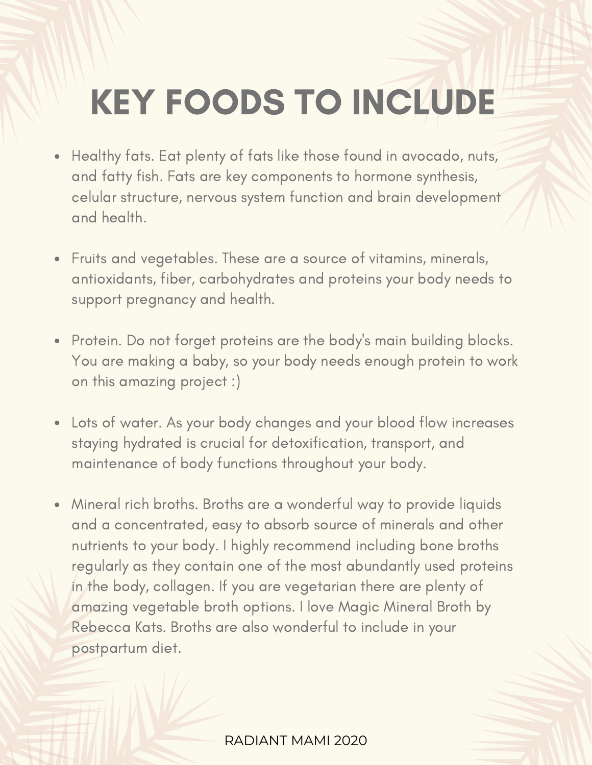# KEY FOODS TO INCLUDE

- Healthy fats. Eat plenty of fats like those found in avocado, nuts, and fatty fish. Fats are key components to hormone synthesis, celular structure, nervous system function and brain development and health.
- Fruits and vegetables. These are a source of vitamins, minerals, antioxidants, fiber, carbohydrates and proteins your body needs to support pregnancy and health.
- Protein. Do not forget proteins are the body's main building blocks. You are making a baby, so your body needs enough protein to work on this amazing project :)
- Lots of water. As your body changes and your blood flow increases staying hydrated is crucial for detoxification, transport, and maintenance of body functions throughout your body.
- Mineral rich broths. Broths are a wonderful way to provide liquids and a concentrated, easy to absorb source of minerals and other nutrients to your body. I highly recommend including bone broths regularly as they contain one of the most abundantly used proteins in the body, collagen. If you are vegetarian there are plenty of amazing vegetable broth options. I love Magic Mineral Broth by Rebecca Kats. Broths are also wonderful to include in your postpartum diet.